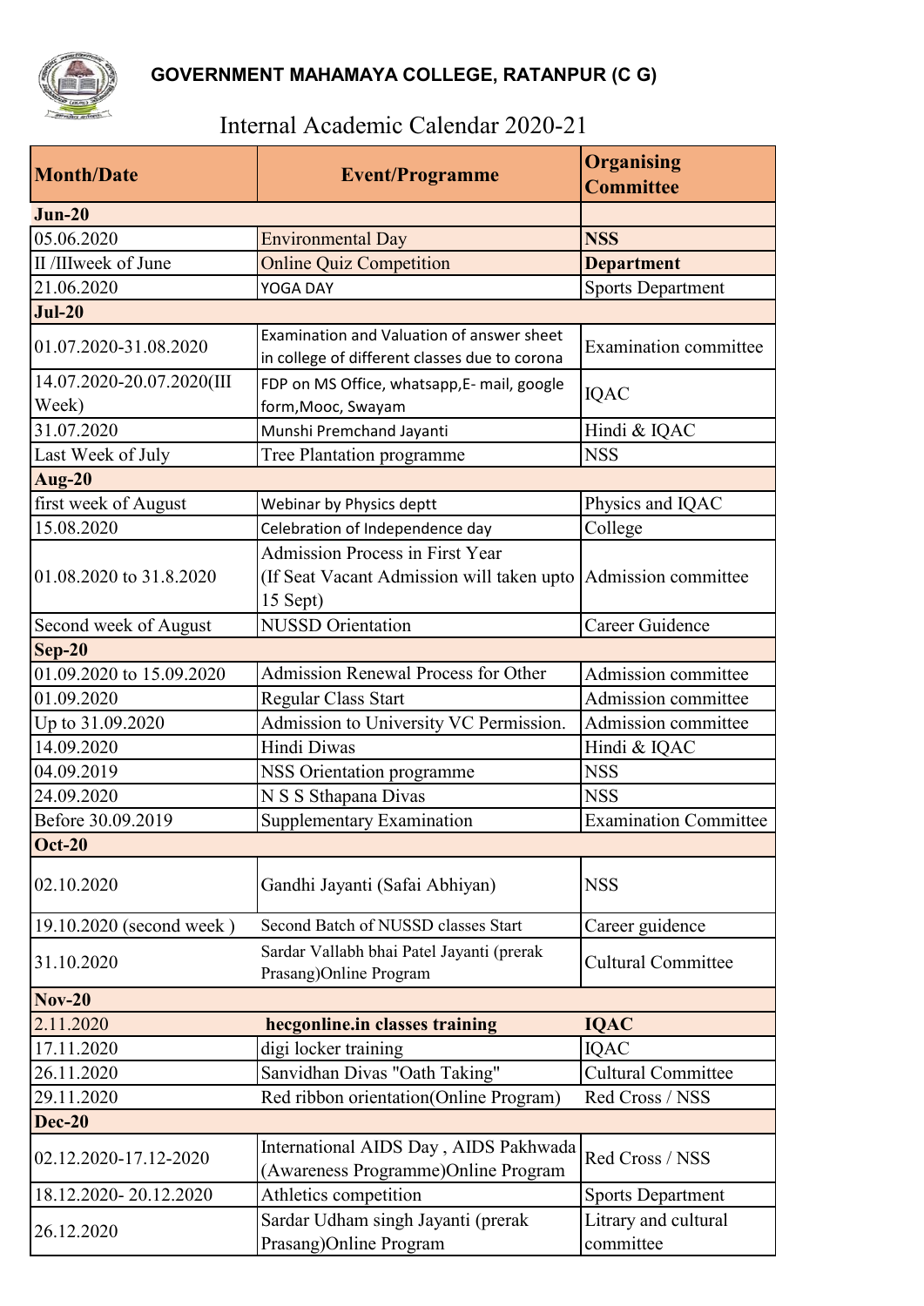## GOVERNMENT MAHAMAYA COLLEGE, RATANPUR (C G)

# Internal Academic Calendar 2020-21

| Month/Date | Event/Programme | Organising Committee |
|---|---|---|
| **Jun-20** | | |
| 05.06.2020 | Environmental Day | **NSS** |
| II /IIIweek of June | Online Quiz Competition | **Department** |
| 21.06.2020 | YOGA DAY | Sports Department |
| **Jul-20** | | |
| 01.07.2020-31.08.2020 | Examination and Valuation of answer sheet in college of different classes due to corona | Examination committee |
| 14.07.2020-20.07.2020(III Week) | FDP on MS Office, whatsapp,E- mail, google form,Mooc, Swayam | IQAC |
| 31.07.2020 | Munshi Premchand Jayanti | Hindi & IQAC |
| Last Week of July | Tree Plantation programme | NSS |
| **Aug-20** | | |
| first week of August | Webinar by Physics deptt | Physics and IQAC |
| 15.08.2020 | Celebration of Independence day | College |
| 01.08.2020 to 31.8.2020 | Admission Process in First Year (If Seat Vacant Admission will taken upto 15 Sept) | Admission committee |
| Second week of August | NUSSD Orientation | Career Guidence |
| **Sep-20** | | |
| 01.09.2020 to 15.09.2020 | Admission Renewal Process for Other | Admission committee |
| 01.09.2020 | Regular Class Start | Admission committee |
| Up to 31.09.2020 | Admission to University VC Permission. | Admission committee |
| 14.09.2020 | Hindi Diwas | Hindi & IQAC |
| 04.09.2019 | NSS Orientation programme | NSS |
| 24.09.2020 | N S S Sthapana Divas | NSS |
| Before 30.09.2019 | Supplementary Examination | Examination Committee |
| **Oct-20** | | |
| 02.10.2020 | Gandhi Jayanti (Safai Abhiyan) | NSS |
| 19.10.2020 (second week ) | Second Batch of NUSSD classes Start | Career guidence |
| 31.10.2020 | Sardar Vallabh bhai Patel Jayanti (prerak Prasang)Online Program | Cultural Committee |
| **Nov-20** | | |
| 2.11.2020 | **hecgonline.in classes training** | **IQAC** |
| 17.11.2020 | digi locker training | IQAC |
| 26.11.2020 | Sanvidhan Divas "Oath Taking" | Cultural Committee |
| 29.11.2020 | Red ribbon orientation(Online Program) | Red Cross / NSS |
| **Dec-20** | | |
| 02.12.2020-17.12-2020 | International AIDS Day , AIDS Pakhwada (Awareness Programme)Online Program | Red Cross / NSS |
| 18.12.2020- 20.12.2020 | Athletics competition | Sports Department |
| 26.12.2020 | Sardar Udham singh Jayanti (prerak Prasang)Online Program | Litrary and cultural committee |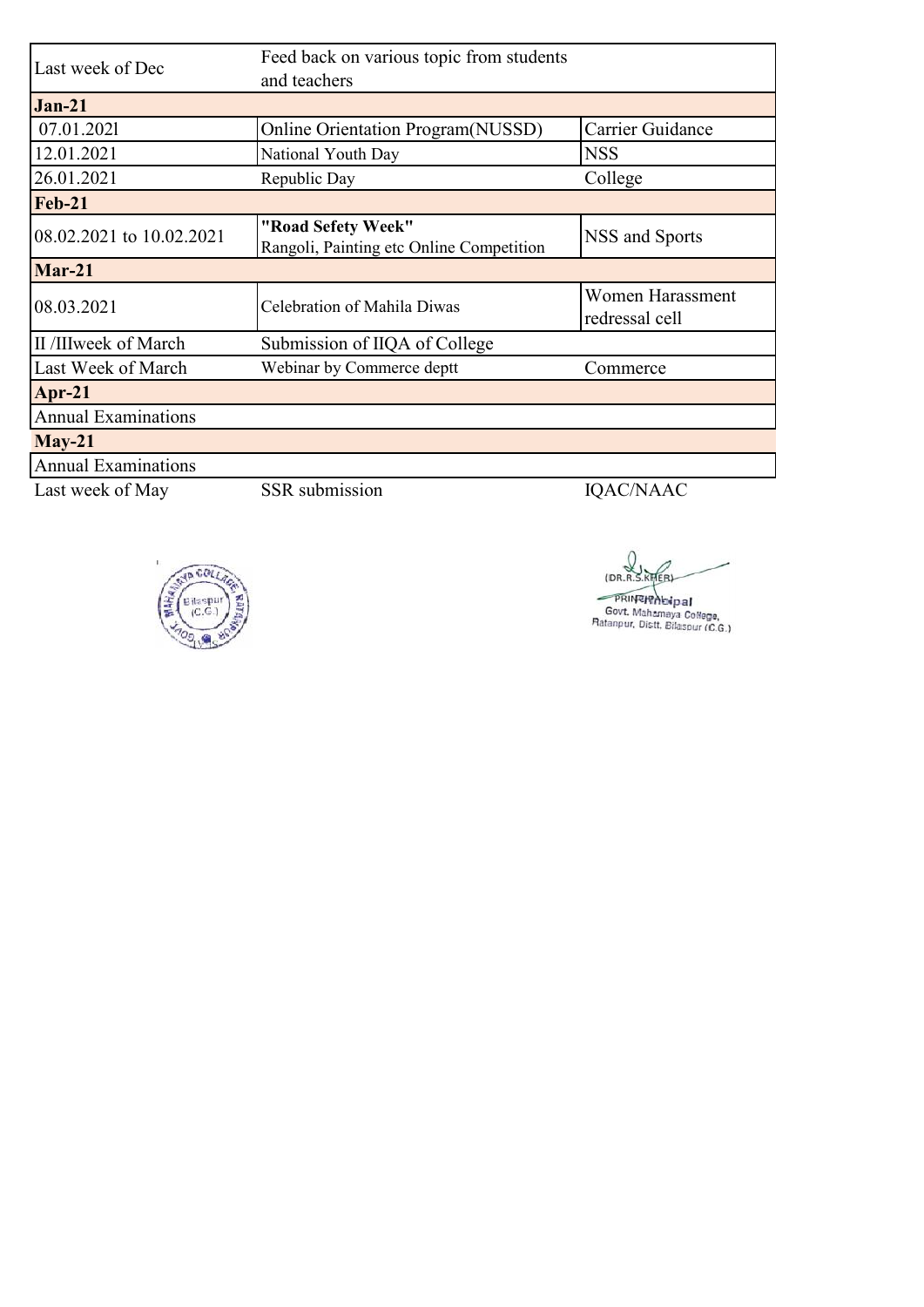| | | |
|---|---|---|
| Last week of Dec | Feed back on various topic from students and teachers | |
| **Jan-21** | | |
| 07.01.202l | Online Orientation Program(NUSSD) | Carrier Guidance |
| 12.01.2021 | National Youth Day | NSS |
| 26.01.2021 | Republic Day | College |
| **Feb-21** | | |
| 08.02.2021 to 10.02.2021 | **"Road Sefety Week"** Rangoli, Painting etc Online Competition | NSS and Sports |
| **Mar-21** | | |
| 08.03.2021 | Celebration of Mahila Diwas | Women Harassment redressal cell |
| II /IIIweek of March | Submission of IIQA of College | |
| Last Week of March | Webinar by Commerce deptt | Commerce |
| **Apr-21** | | |
| Annual Examinations | | |
| **May-21** | | |
| Annual Examinations | | |
| Last week of May | SSR submission | IQAC/NAAC |

(DR.R.S.KHER)
PRINCIPAL
Principal
Govt. Mahamaya College,
Ratanpur, Distt. Bilaspur (C.G.)